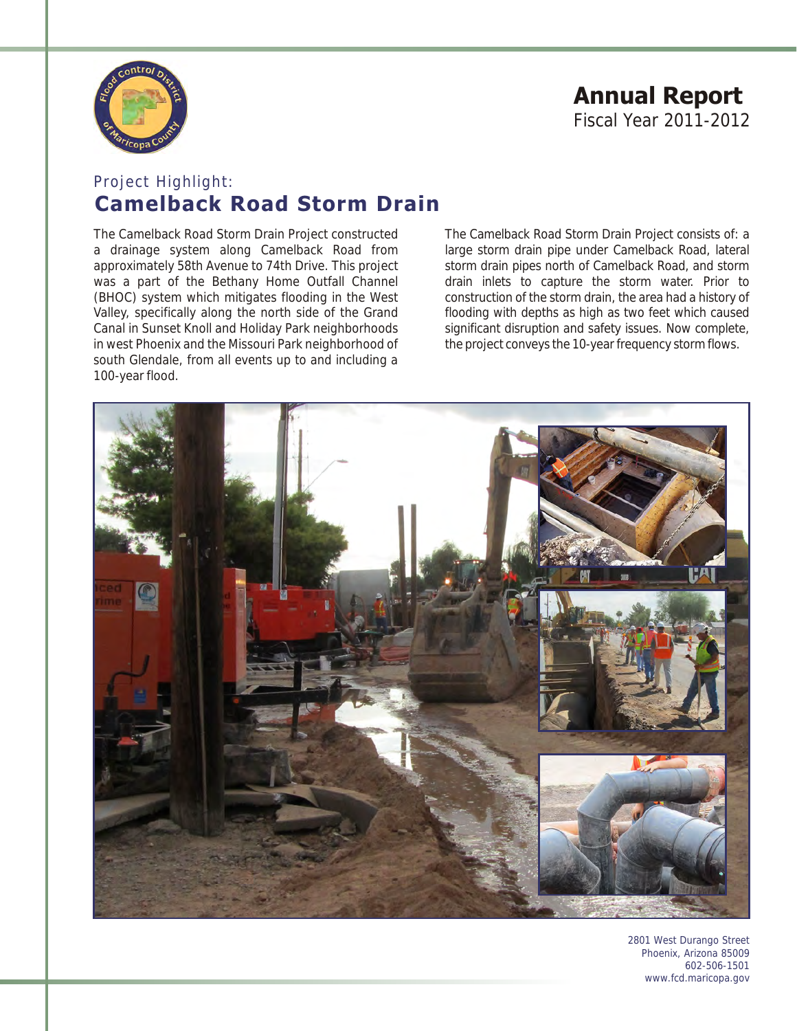# Annual Report
Fiscal Year 2011-2012

## Project Highlight:
## Camelback Road Storm Drain

The Camelback Road Storm Drain Project constructed a drainage system along Camelback Road from approximately 58th Avenue to 74th Drive. This project was a part of the Bethany Home Outfall Channel (BHOC) system which mitigates flooding in the West Valley, specifically along the north side of the Grand Canal in Sunset Knoll and Holiday Park neighborhoods in west Phoenix and the Missouri Park neighborhood of south Glendale, from all events up to and including a 100-year flood.

The Camelback Road Storm Drain Project consists of: a large storm drain pipe under Camelback Road, lateral storm drain pipes north of Camelback Road, and storm drain inlets to capture the storm water. Prior to construction of the storm drain, the area had a history of flooding with depths as high as two feet which caused significant disruption and safety issues. Now complete, the project conveys the 10-year frequency storm flows.

2801 West Durango Street
Phoenix, Arizona 85009
602-506-1501
www.fcd.maricopa.gov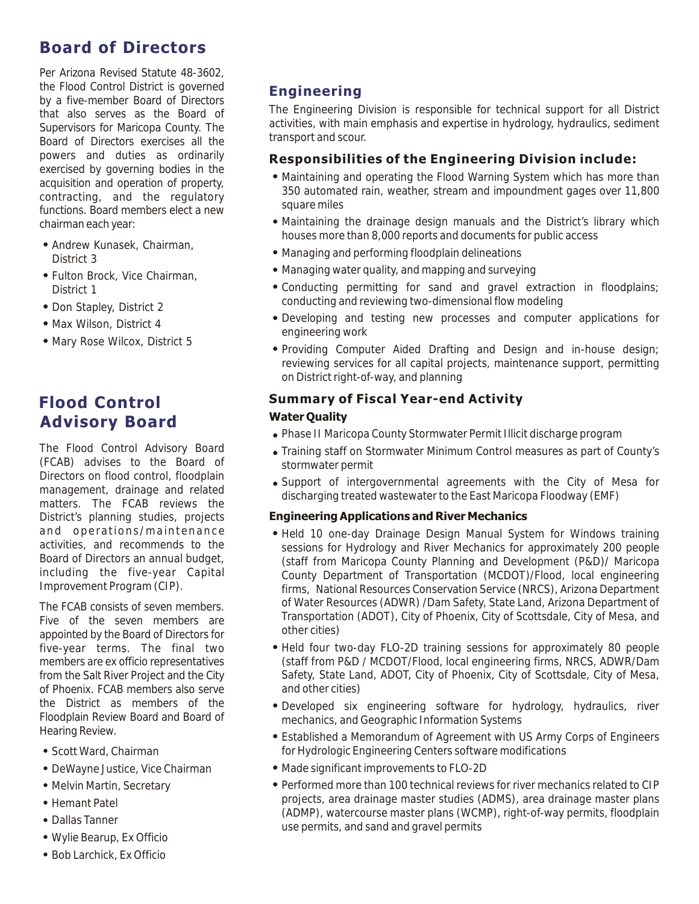## Board of Directors

Per Arizona Revised Statute 48-3602, the Flood Control District is governed by a five-member Board of Directors that also serves as the Board of Supervisors for Maricopa County. The Board of Directors exercises all the powers and duties as ordinarily exercised by governing bodies in the acquisition and operation of property, contracting, and the regulatory functions. Board members elect a new chairman each year:

- Andrew Kunasek, Chairman, District 3
- Fulton Brock, Vice Chairman, District 1
- Don Stapley, District 2
- Max Wilson, District 4
- Mary Rose Wilcox, District 5

## Flood Control Advisory Board

The Flood Control Advisory Board (FCAB) advises to the Board of Directors on flood control, floodplain management, drainage and related matters. The FCAB reviews the District's planning studies, projects and operations/maintenance activities, and recommends to the Board of Directors an annual budget, including the five-year Capital Improvement Program (CIP).

The FCAB consists of seven members. Five of the seven members are appointed by the Board of Directors for five-year terms. The final two members are ex officio representatives from the Salt River Project and the City of Phoenix. FCAB members also serve the District as members of the Floodplain Review Board and Board of Hearing Review.

- Scott Ward, Chairman
- DeWayne Justice, Vice Chairman
- Melvin Martin, Secretary
- Hemant Patel
- Dallas Tanner
- Wylie Bearup, Ex Officio
- Bob Larchick, Ex Officio

## Engineering

The Engineering Division is responsible for technical support for all District activities, with main emphasis and expertise in hydrology, hydraulics, sediment transport and scour.

### Responsibilities of the Engineering Division include:

- Maintaining and operating the Flood Warning System which has more than 350 automated rain, weather, stream and impoundment gages over 11,800 square miles
- Maintaining the drainage design manuals and the District's library which houses more than 8,000 reports and documents for public access
- Managing and performing floodplain delineations
- Managing water quality, and mapping and surveying
- Conducting permitting for sand and gravel extraction in floodplains; conducting and reviewing two-dimensional flow modeling
- Developing and testing new processes and computer applications for engineering work
- Providing Computer Aided Drafting and Design and in-house design; reviewing services for all capital projects, maintenance support, permitting on District right-of-way, and planning

### Summary of Fiscal Year-end Activity

**Water Quality**

- Phase II Maricopa County Stormwater Permit Illicit discharge program
- Training staff on Stormwater Minimum Control measures as part of County's stormwater permit
- Support of intergovernmental agreements with the City of Mesa for discharging treated wastewater to the East Maricopa Floodway (EMF)

**Engineering Applications and River Mechanics**

- Held 10 one-day Drainage Design Manual System for Windows training sessions for Hydrology and River Mechanics for approximately 200 people (staff from Maricopa County Planning and Development (P&D)/ Maricopa County Department of Transportation (MCDOT)/Flood, local engineering firms, National Resources Conservation Service (NRCS), Arizona Department of Water Resources (ADWR) /Dam Safety, State Land, Arizona Department of Transportation (ADOT), City of Phoenix, City of Scottsdale, City of Mesa, and other cities)
- Held four two-day FLO-2D training sessions for approximately 80 people (staff from P&D / MCDOT/Flood, local engineering firms, NRCS, ADWR/Dam Safety, State Land, ADOT, City of Phoenix, City of Scottsdale, City of Mesa, and other cities)
- Developed six engineering software for hydrology, hydraulics, river mechanics, and Geographic Information Systems
- Established a Memorandum of Agreement with US Army Corps of Engineers for Hydrologic Engineering Centers software modifications
- Made significant improvements to FLO-2D
- Performed more than 100 technical reviews for river mechanics related to CIP projects, area drainage master studies (ADMS), area drainage master plans (ADMP), watercourse master plans (WCMP), right-of-way permits, floodplain use permits, and sand and gravel permits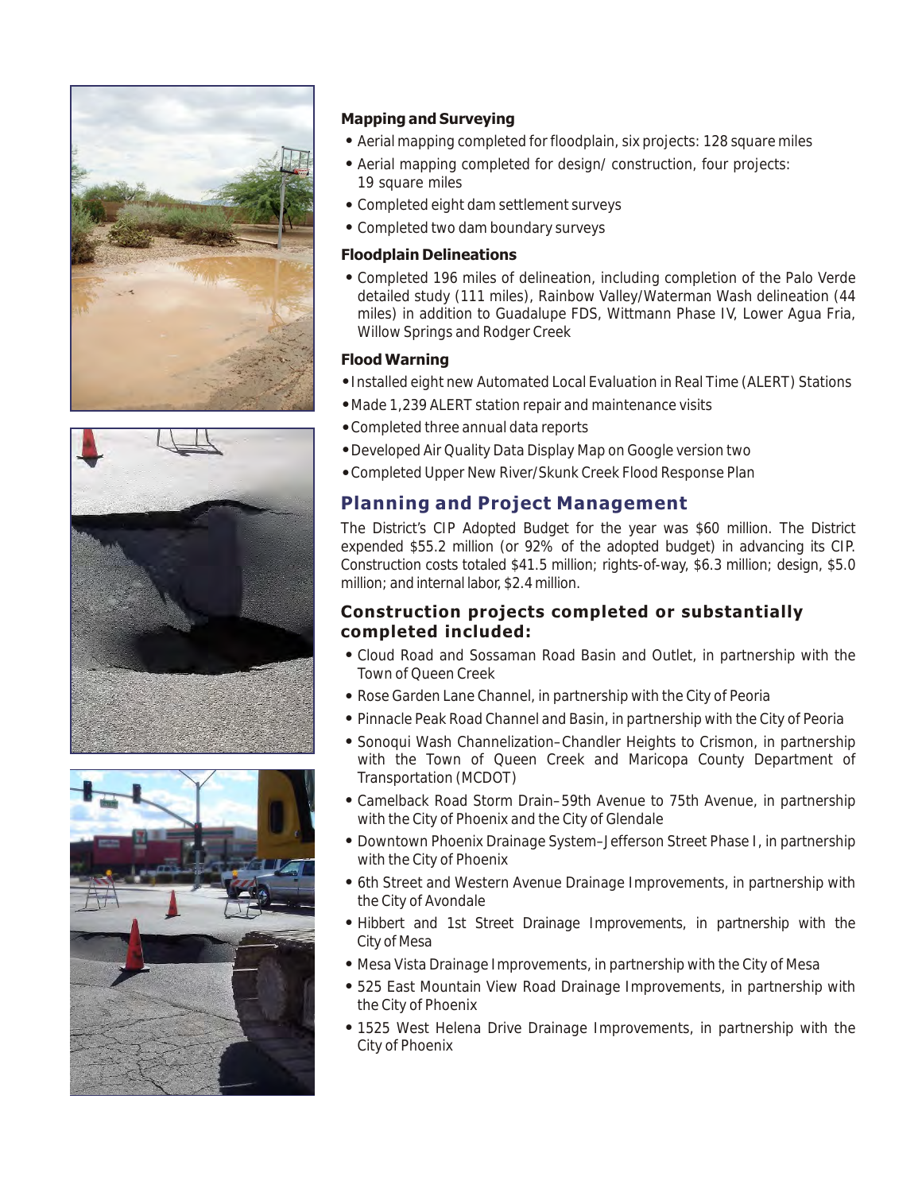**Mapping and Surveying**

- Aerial mapping completed for floodplain, six projects: 128 square miles
- Aerial mapping completed for design/ construction, four projects: 19 square miles
- Completed eight dam settlement surveys
- Completed two dam boundary surveys

**Floodplain Delineations**

- Completed 196 miles of delineation, including completion of the Palo Verde detailed study (111 miles), Rainbow Valley/Waterman Wash delineation (44 miles) in addition to Guadalupe FDS, Wittmann Phase IV, Lower Agua Fria, Willow Springs and Rodger Creek

**Flood Warning**

- Installed eight new Automated Local Evaluation in Real Time (ALERT) Stations
- Made 1,239 ALERT station repair and maintenance visits
- Completed three annual data reports
- Developed Air Quality Data Display Map on Google version two
- Completed Upper New River/Skunk Creek Flood Response Plan

## Planning and Project Management

The District's CIP Adopted Budget for the year was $60 million. The District expended $55.2 million (or 92% of the adopted budget) in advancing its CIP. Construction costs totaled $41.5 million; rights-of-way, $6.3 million; design, $5.0 million; and internal labor, $2.4 million.

### Construction projects completed or substantially completed included:

- Cloud Road and Sossaman Road Basin and Outlet, in partnership with the Town of Queen Creek
- Rose Garden Lane Channel, in partnership with the City of Peoria
- Pinnacle Peak Road Channel and Basin, in partnership with the City of Peoria
- Sonoqui Wash Channelization–Chandler Heights to Crismon, in partnership with the Town of Queen Creek and Maricopa County Department of Transportation (MCDOT)
- Camelback Road Storm Drain–59th Avenue to 75th Avenue, in partnership with the City of Phoenix and the City of Glendale
- Downtown Phoenix Drainage System–Jefferson Street Phase I, in partnership with the City of Phoenix
- 6th Street and Western Avenue Drainage Improvements, in partnership with the City of Avondale
- Hibbert and 1st Street Drainage Improvements, in partnership with the City of Mesa
- Mesa Vista Drainage Improvements, in partnership with the City of Mesa
- 525 East Mountain View Road Drainage Improvements, in partnership with the City of Phoenix
- 1525 West Helena Drive Drainage Improvements, in partnership with the City of Phoenix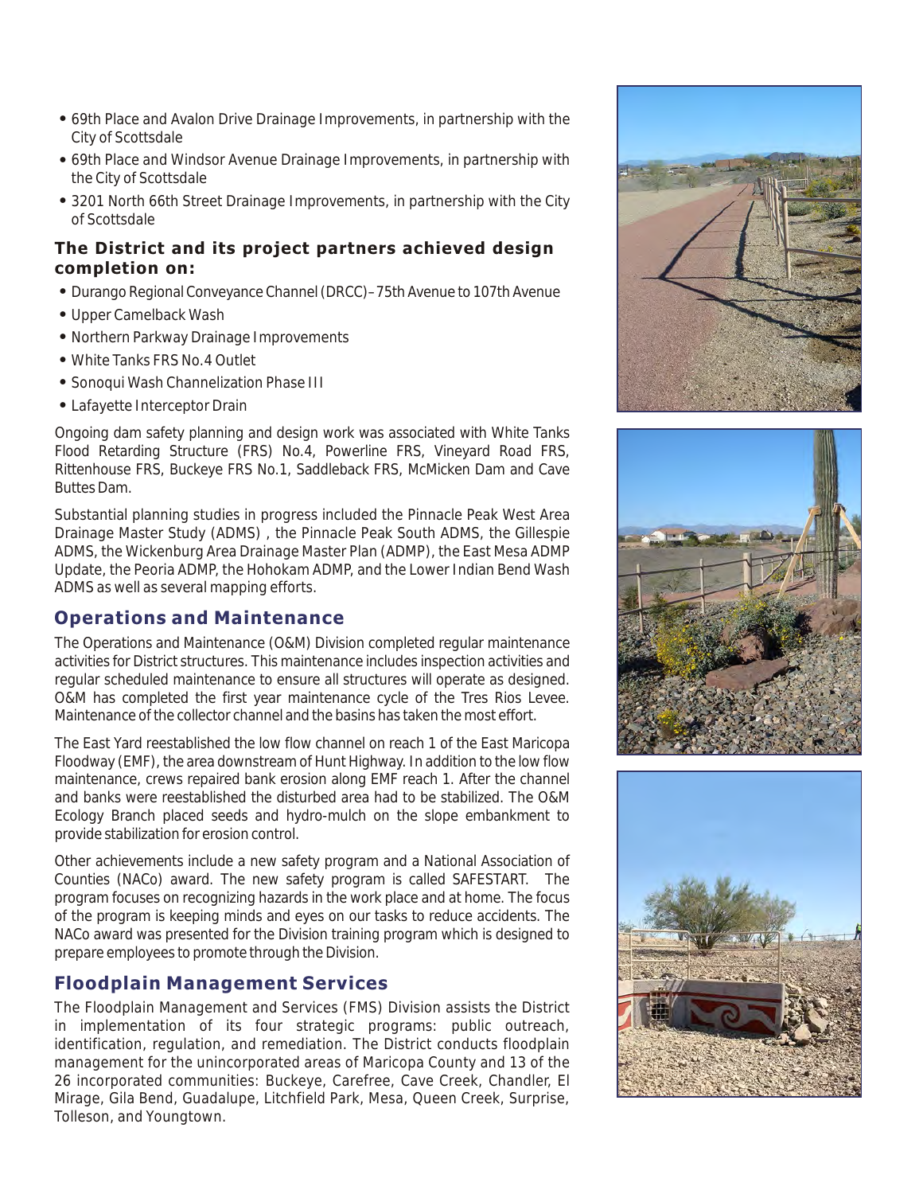- 69th Place and Avalon Drive Drainage Improvements, in partnership with the City of Scottsdale
- 69th Place and Windsor Avenue Drainage Improvements, in partnership with the City of Scottsdale
- 3201 North 66th Street Drainage Improvements, in partnership with the City of Scottsdale

**The District and its project partners achieved design completion on:**

- Durango Regional Conveyance Channel (DRCC)–75th Avenue to 107th Avenue
- Upper Camelback Wash
- Northern Parkway Drainage Improvements
- White Tanks FRS No.4 Outlet
- Sonoqui Wash Channelization Phase III
- Lafayette Interceptor Drain

Ongoing dam safety planning and design work was associated with White Tanks Flood Retarding Structure (FRS) No.4, Powerline FRS, Vineyard Road FRS, Rittenhouse FRS, Buckeye FRS No.1, Saddleback FRS, McMicken Dam and Cave Buttes Dam.

Substantial planning studies in progress included the Pinnacle Peak West Area Drainage Master Study (ADMS) , the Pinnacle Peak South ADMS, the Gillespie ADMS, the Wickenburg Area Drainage Master Plan (ADMP), the East Mesa ADMP Update, the Peoria ADMP, the Hohokam ADMP, and the Lower Indian Bend Wash ADMS as well as several mapping efforts.

## Operations and Maintenance

The Operations and Maintenance (O&M) Division completed regular maintenance activities for District structures. This maintenance includes inspection activities and regular scheduled maintenance to ensure all structures will operate as designed. O&M has completed the first year maintenance cycle of the Tres Rios Levee. Maintenance of the collector channel and the basins has taken the most effort.

The East Yard reestablished the low flow channel on reach 1 of the East Maricopa Floodway (EMF), the area downstream of Hunt Highway. In addition to the low flow maintenance, crews repaired bank erosion along EMF reach 1. After the channel and banks were reestablished the disturbed area had to be stabilized. The O&M Ecology Branch placed seeds and hydro-mulch on the slope embankment to provide stabilization for erosion control.

Other achievements include a new safety program and a National Association of Counties (NACo) award. The new safety program is called SAFESTART. The program focuses on recognizing hazards in the work place and at home. The focus of the program is keeping minds and eyes on our tasks to reduce accidents. The NACo award was presented for the Division training program which is designed to prepare employees to promote through the Division.

## Floodplain Management Services

The Floodplain Management and Services (FMS) Division assists the District in implementation of its four strategic programs: public outreach, identification, regulation, and remediation. The District conducts floodplain management for the unincorporated areas of Maricopa County and 13 of the 26 incorporated communities: Buckeye, Carefree, Cave Creek, Chandler, El Mirage, Gila Bend, Guadalupe, Litchfield Park, Mesa, Queen Creek, Surprise, Tolleson, and Youngtown.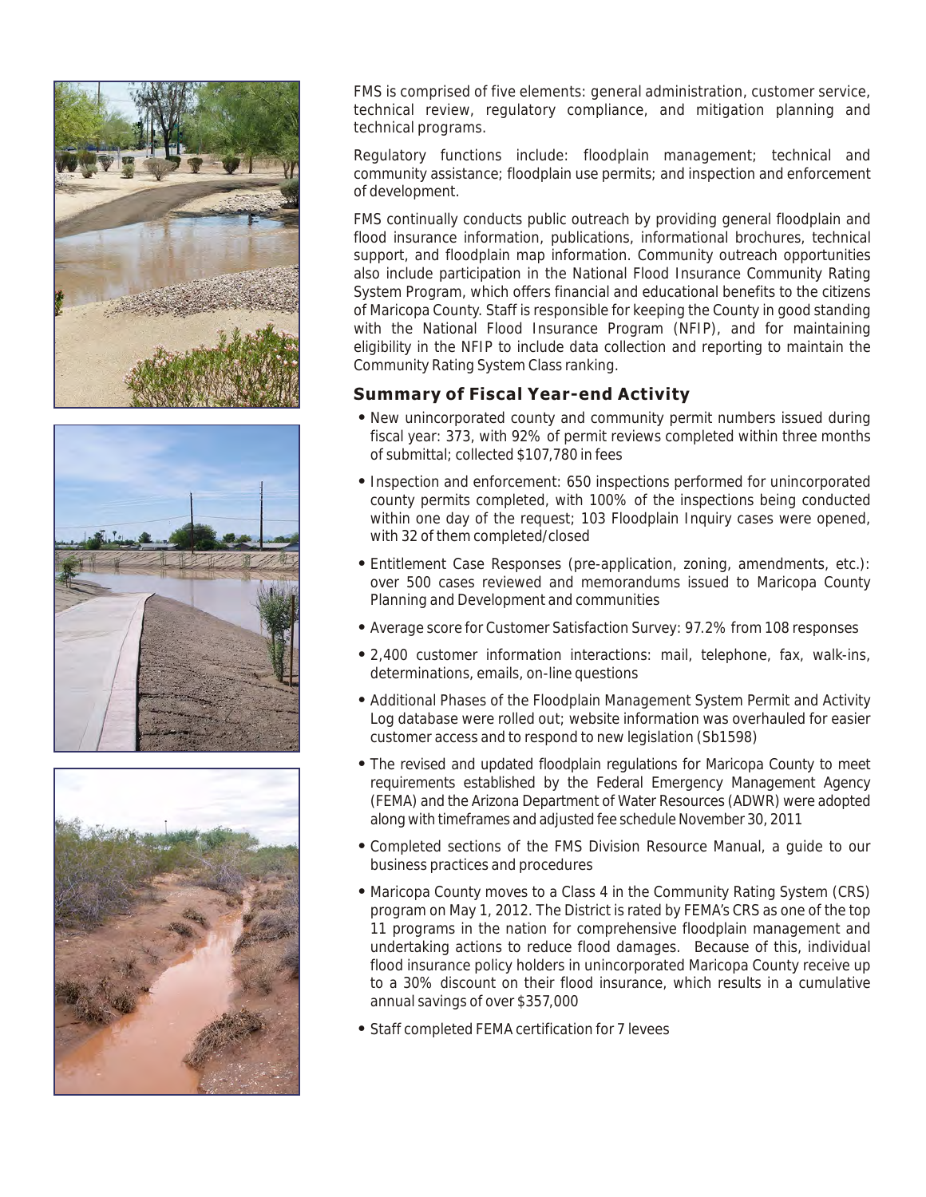FMS is comprised of five elements: general administration, customer service, technical review, regulatory compliance, and mitigation planning and technical programs.

Regulatory functions include: floodplain management; technical and community assistance; floodplain use permits; and inspection and enforcement of development.

FMS continually conducts public outreach by providing general floodplain and flood insurance information, publications, informational brochures, technical support, and floodplain map information. Community outreach opportunities also include participation in the National Flood Insurance Community Rating System Program, which offers financial and educational benefits to the citizens of Maricopa County. Staff is responsible for keeping the County in good standing with the National Flood Insurance Program (NFIP), and for maintaining eligibility in the NFIP to include data collection and reporting to maintain the Community Rating System Class ranking.

## Summary of Fiscal Year-end Activity

- New unincorporated county and community permit numbers issued during fiscal year: 373, with 92% of permit reviews completed within three months of submittal; collected $107,780 in fees
- Inspection and enforcement: 650 inspections performed for unincorporated county permits completed, with 100% of the inspections being conducted within one day of the request; 103 Floodplain Inquiry cases were opened, with 32 of them completed/closed
- Entitlement Case Responses (pre-application, zoning, amendments, etc.): over 500 cases reviewed and memorandums issued to Maricopa County Planning and Development and communities
- Average score for Customer Satisfaction Survey: 97.2% from 108 responses
- 2,400 customer information interactions: mail, telephone, fax, walk-ins, determinations, emails, on-line questions
- Additional Phases of the Floodplain Management System Permit and Activity Log database were rolled out; website information was overhauled for easier customer access and to respond to new legislation (Sb1598)
- The revised and updated floodplain regulations for Maricopa County to meet requirements established by the Federal Emergency Management Agency (FEMA) and the Arizona Department of Water Resources (ADWR) were adopted along with timeframes and adjusted fee schedule November 30, 2011
- Completed sections of the FMS Division Resource Manual, a guide to our business practices and procedures
- Maricopa County moves to a Class 4 in the Community Rating System (CRS) program on May 1, 2012. The District is rated by FEMA's CRS as one of the top 11 programs in the nation for comprehensive floodplain management and undertaking actions to reduce flood damages. Because of this, individual flood insurance policy holders in unincorporated Maricopa County receive up to a 30% discount on their flood insurance, which results in a cumulative annual savings of over $357,000
- Staff completed FEMA certification for 7 levees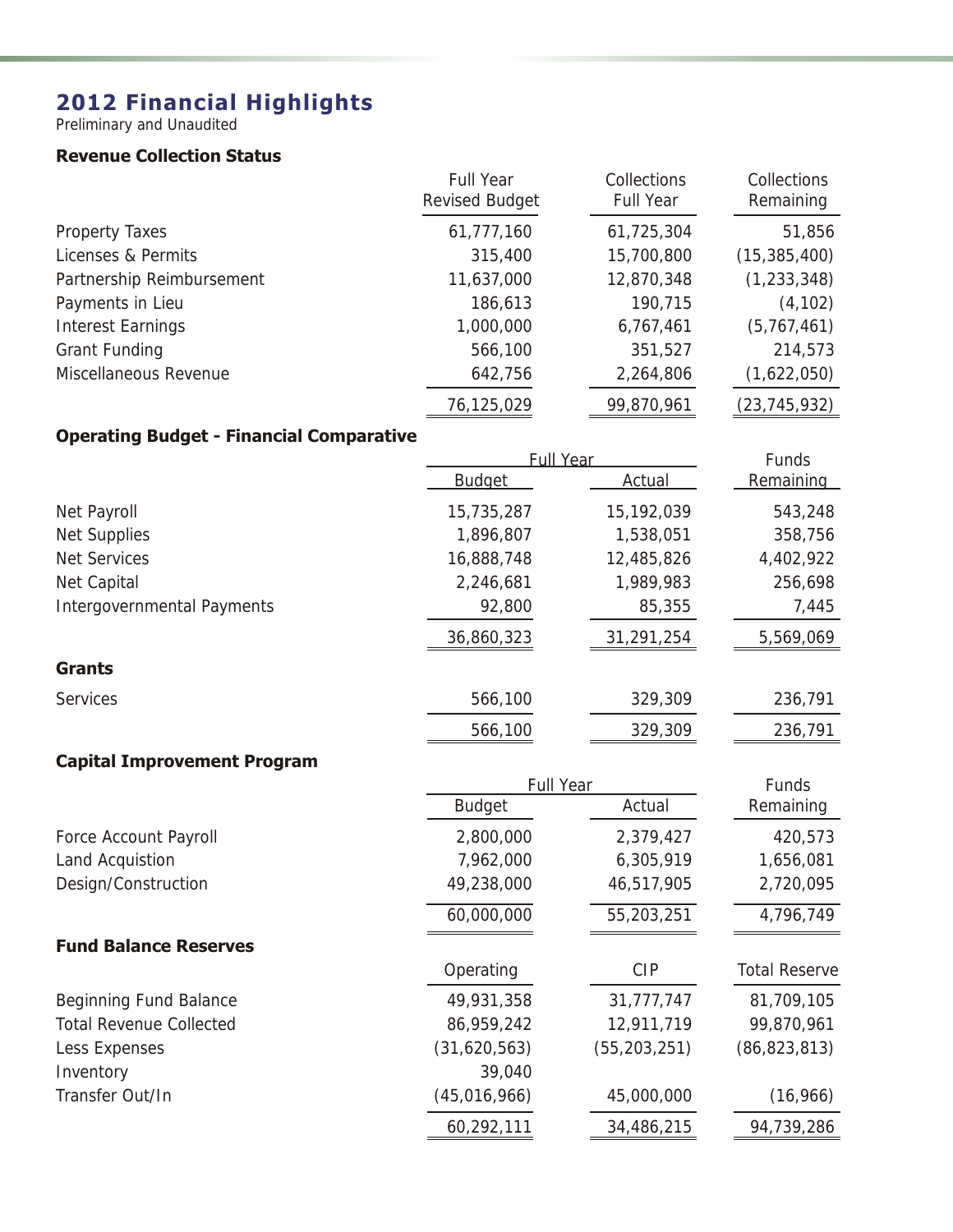# 2012 Financial Highlights

Preliminary and Unaudited

### Revenue Collection Status

| | Full Year Revised Budget | Collections Full Year | Collections Remaining |
|---|---|---|---|
| Property Taxes | 61,777,160 | 61,725,304 | 51,856 |
| Licenses & Permits | 315,400 | 15,700,800 | (15,385,400) |
| Partnership Reimbursement | 11,637,000 | 12,870,348 | (1,233,348) |
| Payments in Lieu | 186,613 | 190,715 | (4,102) |
| Interest Earnings | 1,000,000 | 6,767,461 | (5,767,461) |
| Grant Funding | 566,100 | 351,527 | 214,573 |
| Miscellaneous Revenue | 642,756 | 2,264,806 | (1,622,050) |
| | 76,125,029 | 99,870,961 | (23,745,932) |

### Operating Budget - Financial Comparative

| | Full Year | | Funds |
|---|---|---|---|
| | Budget | Actual | Remaining |
| Net Payroll | 15,735,287 | 15,192,039 | 543,248 |
| Net Supplies | 1,896,807 | 1,538,051 | 358,756 |
| Net Services | 16,888,748 | 12,485,826 | 4,402,922 |
| Net Capital | 2,246,681 | 1,989,983 | 256,698 |
| Intergovernmental Payments | 92,800 | 85,355 | 7,445 |
| | 36,860,323 | 31,291,254 | 5,569,069 |

### Grants

| | | | |
|---|---|---|---|
| Services | 566,100 | 329,309 | 236,791 |
| | 566,100 | 329,309 | 236,791 |

### Capital Improvement Program

| | Full Year | | Funds |
|---|---|---|---|
| | Budget | Actual | Remaining |
| Force Account Payroll | 2,800,000 | 2,379,427 | 420,573 |
| Land Acquistion | 7,962,000 | 6,305,919 | 1,656,081 |
| Design/Construction | 49,238,000 | 46,517,905 | 2,720,095 |
| | 60,000,000 | 55,203,251 | 4,796,749 |

### Fund Balance Reserves

| | Operating | CIP | Total Reserve |
|---|---|---|---|
| Beginning Fund Balance | 49,931,358 | 31,777,747 | 81,709,105 |
| Total Revenue Collected | 86,959,242 | 12,911,719 | 99,870,961 |
| Less Expenses | (31,620,563) | (55,203,251) | (86,823,813) |
| Inventory | 39,040 | | |
| Transfer Out/In | (45,016,966) | 45,000,000 | (16,966) |
| | 60,292,111 | 34,486,215 | 94,739,286 |